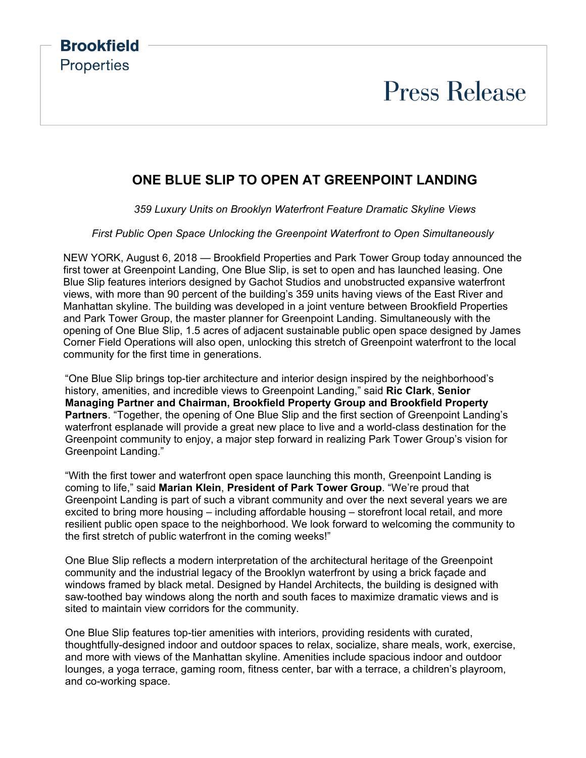**Brookfield**
Properties

# Press Release

## ONE BLUE SLIP TO OPEN AT GREENPOINT LANDING

*359 Luxury Units on Brooklyn Waterfront Feature Dramatic Skyline Views*

*First Public Open Space Unlocking the Greenpoint Waterfront to Open Simultaneously*

NEW YORK, August 6, 2018 — Brookfield Properties and Park Tower Group today announced the first tower at Greenpoint Landing, One Blue Slip, is set to open and has launched leasing. One Blue Slip features interiors designed by Gachot Studios and unobstructed expansive waterfront views, with more than 90 percent of the building's 359 units having views of the East River and Manhattan skyline. The building was developed in a joint venture between Brookfield Properties and Park Tower Group, the master planner for Greenpoint Landing. Simultaneously with the opening of One Blue Slip, 1.5 acres of adjacent sustainable public open space designed by James Corner Field Operations will also open, unlocking this stretch of Greenpoint waterfront to the local community for the first time in generations.

"One Blue Slip brings top-tier architecture and interior design inspired by the neighborhood's history, amenities, and incredible views to Greenpoint Landing," said **Ric Clark**, **Senior Managing Partner and Chairman, Brookfield Property Group and Brookfield Property Partners**. "Together, the opening of One Blue Slip and the first section of Greenpoint Landing's waterfront esplanade will provide a great new place to live and a world-class destination for the Greenpoint community to enjoy, a major step forward in realizing Park Tower Group's vision for Greenpoint Landing."

"With the first tower and waterfront open space launching this month, Greenpoint Landing is coming to life," said **Marian Klein**, **President of Park Tower Group**. "We're proud that Greenpoint Landing is part of such a vibrant community and over the next several years we are excited to bring more housing – including affordable housing – storefront local retail, and more resilient public open space to the neighborhood. We look forward to welcoming the community to the first stretch of public waterfront in the coming weeks!"

One Blue Slip reflects a modern interpretation of the architectural heritage of the Greenpoint community and the industrial legacy of the Brooklyn waterfront by using a brick façade and windows framed by black metal. Designed by Handel Architects, the building is designed with saw-toothed bay windows along the north and south faces to maximize dramatic views and is sited to maintain view corridors for the community.

One Blue Slip features top-tier amenities with interiors, providing residents with curated, thoughtfully-designed indoor and outdoor spaces to relax, socialize, share meals, work, exercise, and more with views of the Manhattan skyline. Amenities include spacious indoor and outdoor lounges, a yoga terrace, gaming room, fitness center, bar with a terrace, a children's playroom, and co-working space.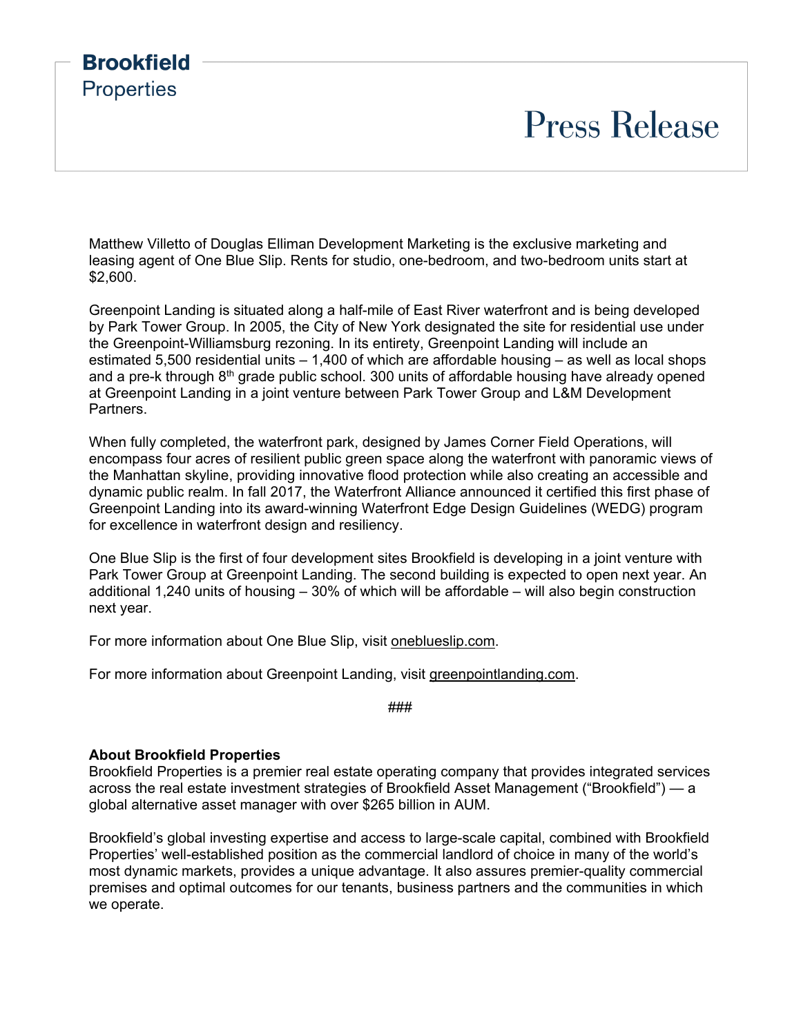Matthew Villetto of Douglas Elliman Development Marketing is the exclusive marketing and leasing agent of One Blue Slip. Rents for studio, one-bedroom, and two-bedroom units start at $2,600.

Greenpoint Landing is situated along a half-mile of East River waterfront and is being developed by Park Tower Group. In 2005, the City of New York designated the site for residential use under the Greenpoint-Williamsburg rezoning. In its entirety, Greenpoint Landing will include an estimated 5,500 residential units – 1,400 of which are affordable housing – as well as local shops and a pre-k through 8th grade public school. 300 units of affordable housing have already opened at Greenpoint Landing in a joint venture between Park Tower Group and L&M Development Partners.

When fully completed, the waterfront park, designed by James Corner Field Operations, will encompass four acres of resilient public green space along the waterfront with panoramic views of the Manhattan skyline, providing innovative flood protection while also creating an accessible and dynamic public realm. In fall 2017, the Waterfront Alliance announced it certified this first phase of Greenpoint Landing into its award-winning Waterfront Edge Design Guidelines (WEDG) program for excellence in waterfront design and resiliency.

One Blue Slip is the first of four development sites Brookfield is developing in a joint venture with Park Tower Group at Greenpoint Landing. The second building is expected to open next year. An additional 1,240 units of housing – 30% of which will be affordable – will also begin construction next year.

For more information about One Blue Slip, visit oneblueslip.com.

For more information about Greenpoint Landing, visit greenpointlanding.com.

###

**About Brookfield Properties**
Brookfield Properties is a premier real estate operating company that provides integrated services across the real estate investment strategies of Brookfield Asset Management ("Brookfield") — a global alternative asset manager with over $265 billion in AUM.

Brookfield's global investing expertise and access to large-scale capital, combined with Brookfield Properties' well-established position as the commercial landlord of choice in many of the world's most dynamic markets, provides a unique advantage. It also assures premier-quality commercial premises and optimal outcomes for our tenants, business partners and the communities in which we operate.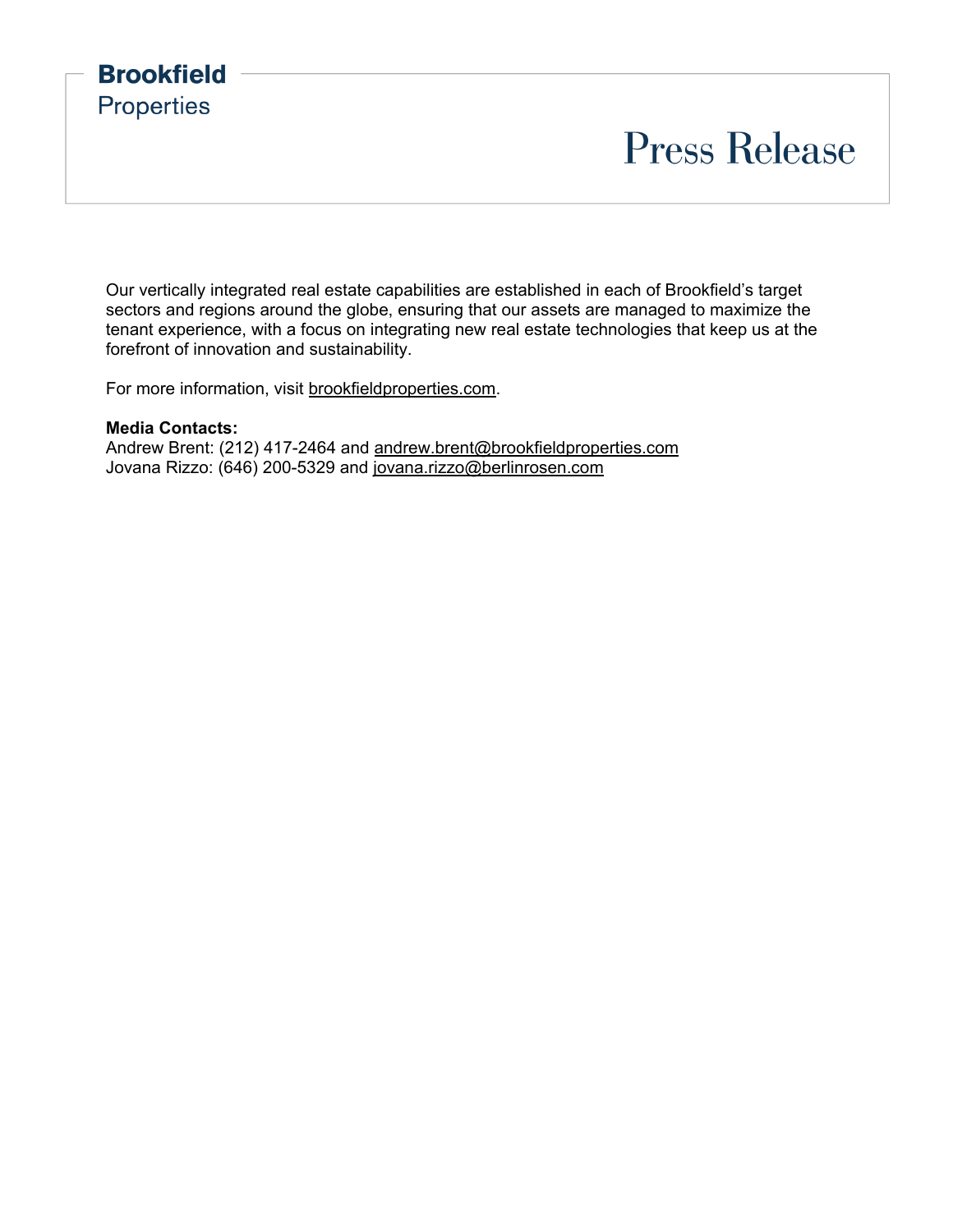Our vertically integrated real estate capabilities are established in each of Brookfield's target sectors and regions around the globe, ensuring that our assets are managed to maximize the tenant experience, with a focus on integrating new real estate technologies that keep us at the forefront of innovation and sustainability.

For more information, visit brookfieldproperties.com.

**Media Contacts:**
Andrew Brent: (212) 417-2464 and andrew.brent@brookfieldproperties.com
Jovana Rizzo: (646) 200-5329 and jovana.rizzo@berlinrosen.com